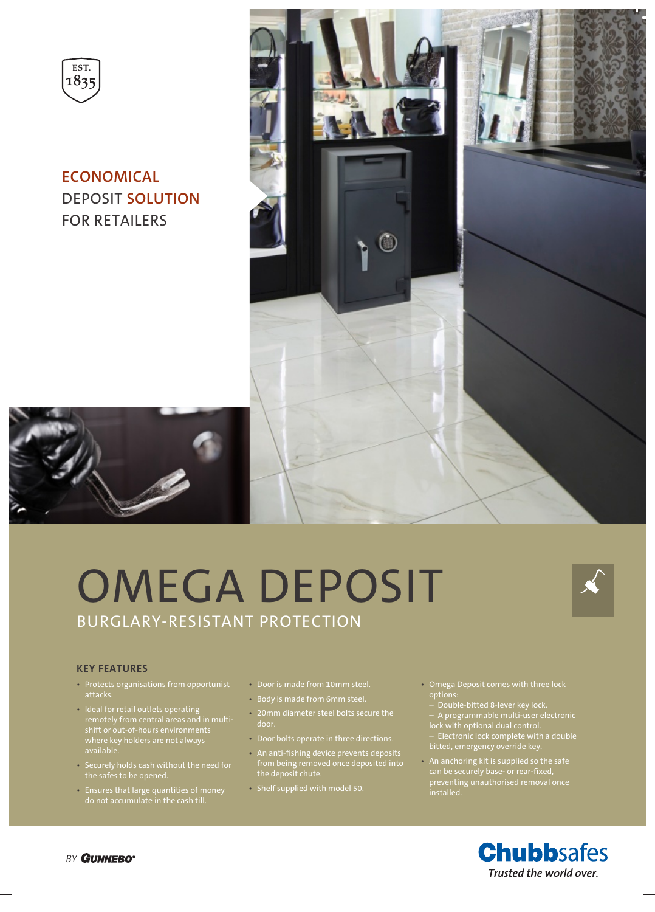EST. 1835

## ECONOMICAL DEPOSIT SOLUTION FOR RETAILERS

# OMEGA DEPOSIT

## BURGLARY-RESISTANT PROTECTION

### KEY FEATURES

- Protects organisations from opportunist attacks.
- Ideal for retail outlets operating remotely from central areas and in multi-shift or out-of-hours environments where key holders are not always available.
- Securely holds cash without the need for the safes to be opened.
- Ensures that large quantities of money do not accumulate in the cash till.
- Door is made from 10mm steel.
- Body is made from 6mm steel.
- 20mm diameter steel bolts secure the door.
- Door bolts operate in three directions.
- An anti-fishing device prevents deposits from being removed once deposited into the deposit chute.
- Shelf supplied with model 50.
- Omega Deposit comes with three lock options:
  - Double-bitted 8-lever key lock.
  - A programmable multi-user electronic lock with optional dual control.
  - Electronic lock complete with a double bitted, emergency override key.
- An anchoring kit is supplied so the safe can be securely base- or rear-fixed, preventing unauthorised removal once installed.

BY GUNNEBO®

Chubbsafes
*Trusted the world over.*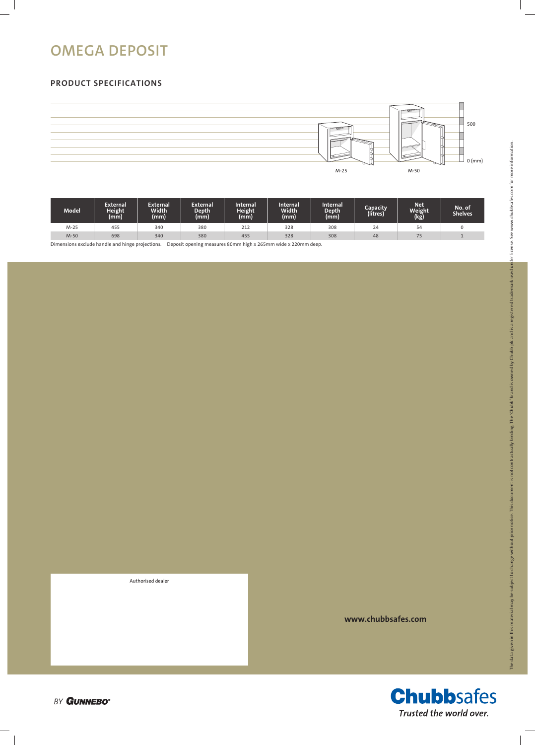# OMEGA DEPOSIT

## PRODUCT SPECIFICATIONS

500

0 (mm)

M-25

M-50

| Model | External Height (mm) | External Width (mm) | External Depth (mm) | Internal Height (mm) | Internal Width (mm) | Internal Depth (mm) | Capacity (litres) | Net Weight (kg) | No. of Shelves |
|---|---|---|---|---|---|---|---|---|---|
| M-25 | 455 | 340 | 380 | 212 | 328 | 308 | 24 | 54 | 0 |
| M-50 | 698 | 340 | 380 | 455 | 328 | 308 | 48 | 75 | 1 |

Dimensions exclude handle and hinge projections. Deposit opening measures 80mm high x 265mm wide x 220mm deep.

Authorised dealer

**www.chubbsafes.com**

The data given in this material may be subject to change without prior notice. This document is not contractually binding. The 'Chubb' brand is owned by Chubb plc and is a registered trademark used under license. See www.chubbsafes.com for more information.

BY GUNNEBO®

Chubbsafes

*Trusted the world over.*